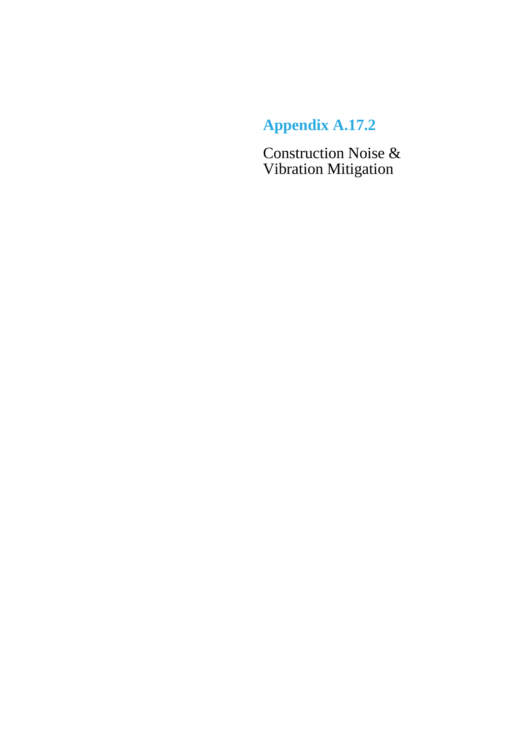# Appendix A.17.2

Construction Noise & Vibration Mitigation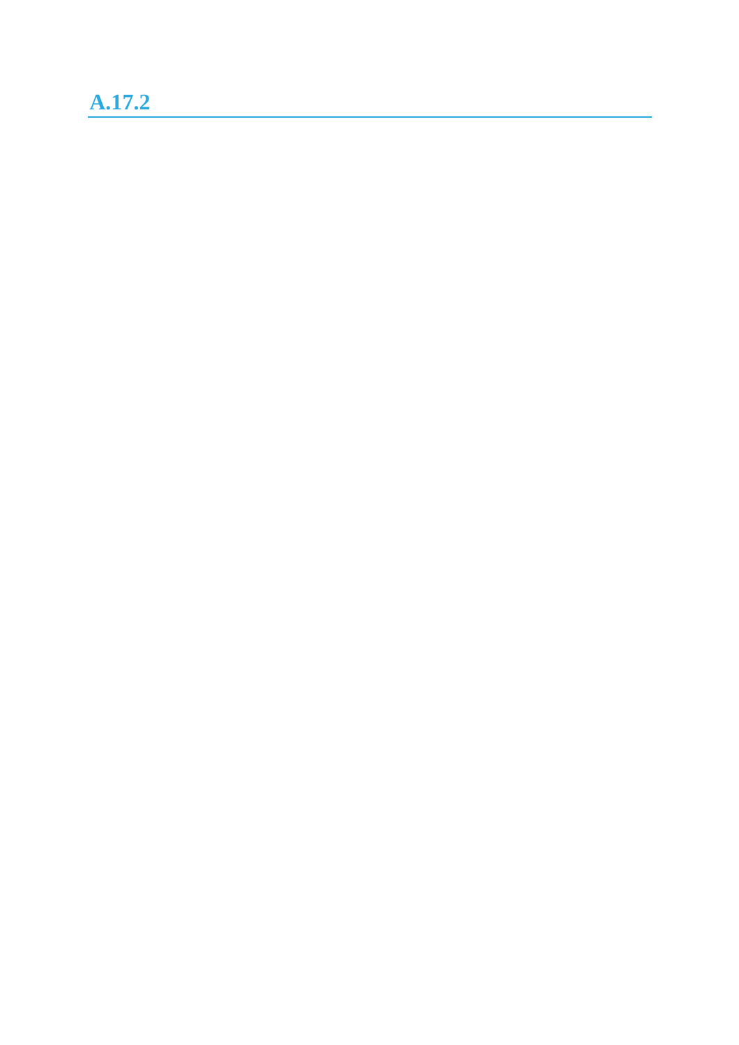## A.17.2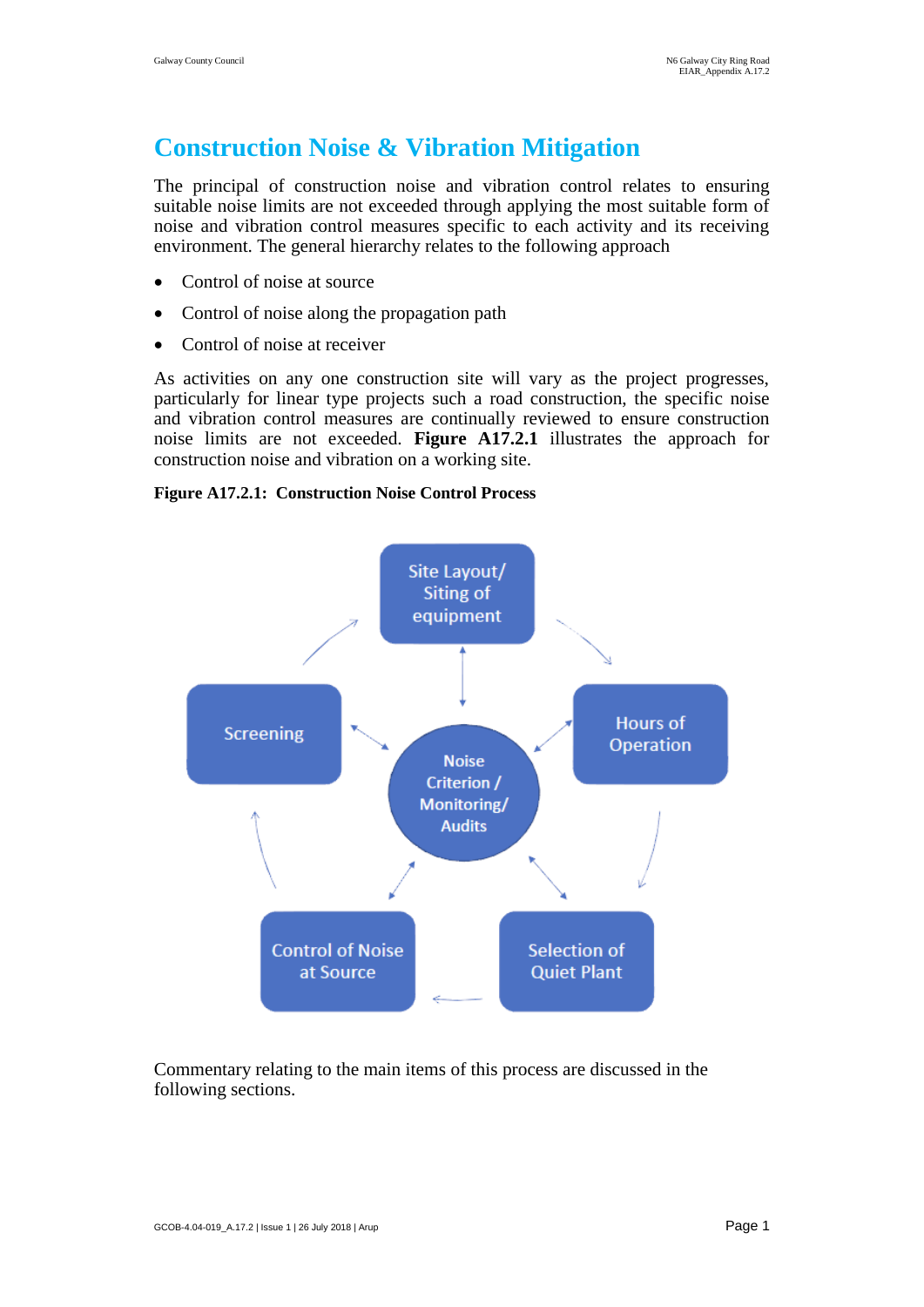# Construction Noise & Vibration Mitigation

The principal of construction noise and vibration control relates to ensuring suitable noise limits are not exceeded through applying the most suitable form of noise and vibration control measures specific to each activity and its receiving environment. The general hierarchy relates to the following approach

- Control of noise at source
- Control of noise along the propagation path
- Control of noise at receiver

As activities on any one construction site will vary as the project progresses, particularly for linear type projects such a road construction, the specific noise and vibration control measures are continually reviewed to ensure construction noise limits are not exceeded. **Figure A17.2.1** illustrates the approach for construction noise and vibration on a working site.

**Figure A17.2.1: Construction Noise Control Process**

Site Layout/ Siting of equipment

Hours of Operation

Selection of Quiet Plant

Control of Noise at Source

Screening

Noise Criterion / Monitoring/ Audits

Commentary relating to the main items of this process are discussed in the following sections.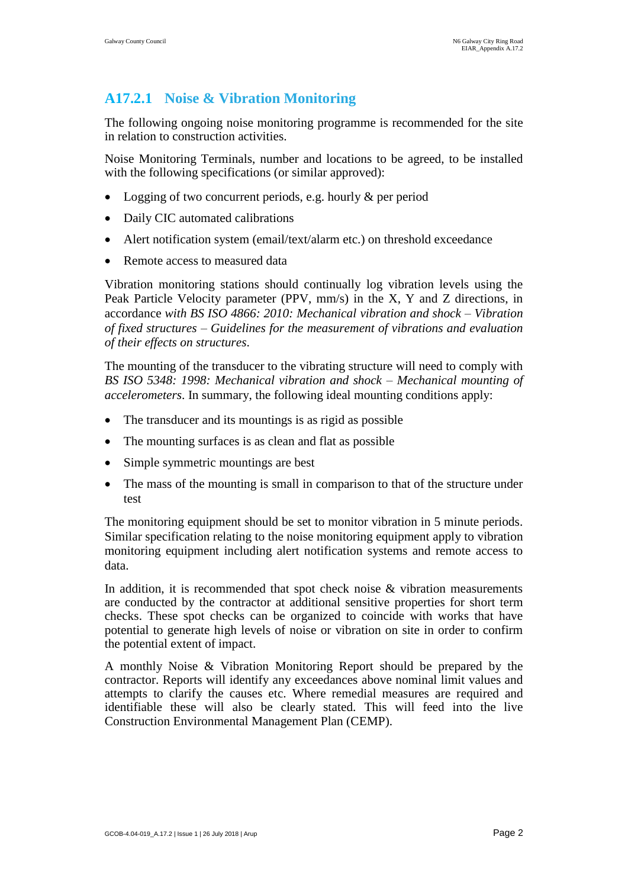## A17.2.1 Noise & Vibration Monitoring

The following ongoing noise monitoring programme is recommended for the site in relation to construction activities.

Noise Monitoring Terminals, number and locations to be agreed, to be installed with the following specifications (or similar approved):

- Logging of two concurrent periods, e.g. hourly & per period
- Daily CIC automated calibrations
- Alert notification system (email/text/alarm etc.) on threshold exceedance
- Remote access to measured data

Vibration monitoring stations should continually log vibration levels using the Peak Particle Velocity parameter (PPV, mm/s) in the X, Y and Z directions, in accordance *with BS ISO 4866: 2010: Mechanical vibration and shock – Vibration of fixed structures – Guidelines for the measurement of vibrations and evaluation of their effects on structures*.

The mounting of the transducer to the vibrating structure will need to comply with *BS ISO 5348: 1998: Mechanical vibration and shock – Mechanical mounting of accelerometers*. In summary, the following ideal mounting conditions apply:

- The transducer and its mountings is as rigid as possible
- The mounting surfaces is as clean and flat as possible
- Simple symmetric mountings are best
- The mass of the mounting is small in comparison to that of the structure under test

The monitoring equipment should be set to monitor vibration in 5 minute periods. Similar specification relating to the noise monitoring equipment apply to vibration monitoring equipment including alert notification systems and remote access to data.

In addition, it is recommended that spot check noise & vibration measurements are conducted by the contractor at additional sensitive properties for short term checks. These spot checks can be organized to coincide with works that have potential to generate high levels of noise or vibration on site in order to confirm the potential extent of impact.

A monthly Noise & Vibration Monitoring Report should be prepared by the contractor. Reports will identify any exceedances above nominal limit values and attempts to clarify the causes etc. Where remedial measures are required and identifiable these will also be clearly stated. This will feed into the live Construction Environmental Management Plan (CEMP).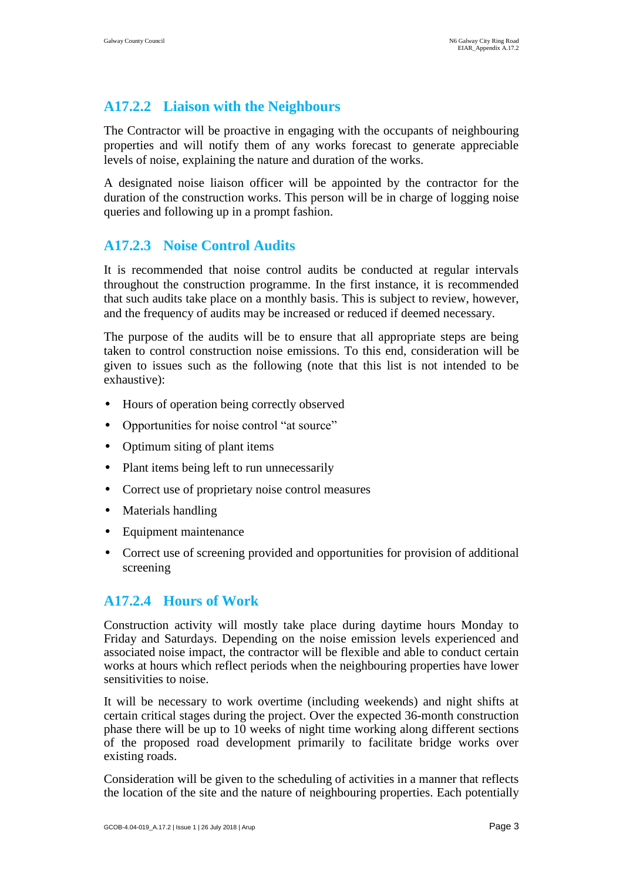## A17.2.2 Liaison with the Neighbours

The Contractor will be proactive in engaging with the occupants of neighbouring properties and will notify them of any works forecast to generate appreciable levels of noise, explaining the nature and duration of the works.

A designated noise liaison officer will be appointed by the contractor for the duration of the construction works. This person will be in charge of logging noise queries and following up in a prompt fashion.

## A17.2.3 Noise Control Audits

It is recommended that noise control audits be conducted at regular intervals throughout the construction programme. In the first instance, it is recommended that such audits take place on a monthly basis. This is subject to review, however, and the frequency of audits may be increased or reduced if deemed necessary.

The purpose of the audits will be to ensure that all appropriate steps are being taken to control construction noise emissions. To this end, consideration will be given to issues such as the following (note that this list is not intended to be exhaustive):

- Hours of operation being correctly observed
- Opportunities for noise control "at source"
- Optimum siting of plant items
- Plant items being left to run unnecessarily
- Correct use of proprietary noise control measures
- Materials handling
- Equipment maintenance
- Correct use of screening provided and opportunities for provision of additional screening

## A17.2.4 Hours of Work

Construction activity will mostly take place during daytime hours Monday to Friday and Saturdays. Depending on the noise emission levels experienced and associated noise impact, the contractor will be flexible and able to conduct certain works at hours which reflect periods when the neighbouring properties have lower sensitivities to noise.

It will be necessary to work overtime (including weekends) and night shifts at certain critical stages during the project. Over the expected 36-month construction phase there will be up to 10 weeks of night time working along different sections of the proposed road development primarily to facilitate bridge works over existing roads.

Consideration will be given to the scheduling of activities in a manner that reflects the location of the site and the nature of neighbouring properties. Each potentially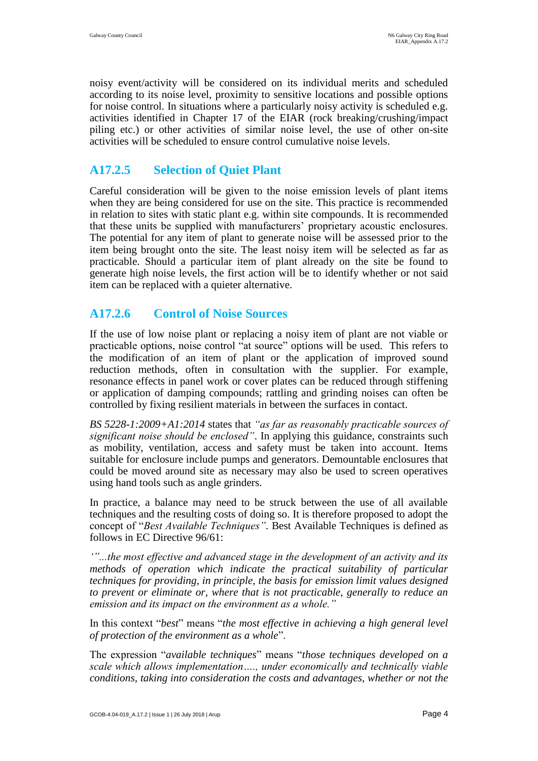noisy event/activity will be considered on its individual merits and scheduled according to its noise level, proximity to sensitive locations and possible options for noise control. In situations where a particularly noisy activity is scheduled e.g. activities identified in Chapter 17 of the EIAR (rock breaking/crushing/impact piling etc.) or other activities of similar noise level, the use of other on-site activities will be scheduled to ensure control cumulative noise levels.

## A17.2.5 Selection of Quiet Plant

Careful consideration will be given to the noise emission levels of plant items when they are being considered for use on the site. This practice is recommended in relation to sites with static plant e.g. within site compounds. It is recommended that these units be supplied with manufacturers' proprietary acoustic enclosures. The potential for any item of plant to generate noise will be assessed prior to the item being brought onto the site. The least noisy item will be selected as far as practicable. Should a particular item of plant already on the site be found to generate high noise levels, the first action will be to identify whether or not said item can be replaced with a quieter alternative.

## A17.2.6 Control of Noise Sources

If the use of low noise plant or replacing a noisy item of plant are not viable or practicable options, noise control "at source" options will be used. This refers to the modification of an item of plant or the application of improved sound reduction methods, often in consultation with the supplier. For example, resonance effects in panel work or cover plates can be reduced through stiffening or application of damping compounds; rattling and grinding noises can often be controlled by fixing resilient materials in between the surfaces in contact.

*BS 5228-1:2009+A1:2014* states that *"as far as reasonably practicable sources of significant noise should be enclosed"*. In applying this guidance, constraints such as mobility, ventilation, access and safety must be taken into account. Items suitable for enclosure include pumps and generators. Demountable enclosures that could be moved around site as necessary may also be used to screen operatives using hand tools such as angle grinders.

In practice, a balance may need to be struck between the use of all available techniques and the resulting costs of doing so. It is therefore proposed to adopt the concept of "*Best Available Techniques"*. Best Available Techniques is defined as follows in EC Directive 96/61:

*'"...the most effective and advanced stage in the development of an activity and its methods of operation which indicate the practical suitability of particular techniques for providing, in principle, the basis for emission limit values designed to prevent or eliminate or, where that is not practicable, generally to reduce an emission and its impact on the environment as a whole."*

In this context "*best*" means "*the most effective in achieving a high general level of protection of the environment as a whole*".

The expression "*available techniques*" means "*those techniques developed on a scale which allows implementation…., under economically and technically viable conditions, taking into consideration the costs and advantages, whether or not the*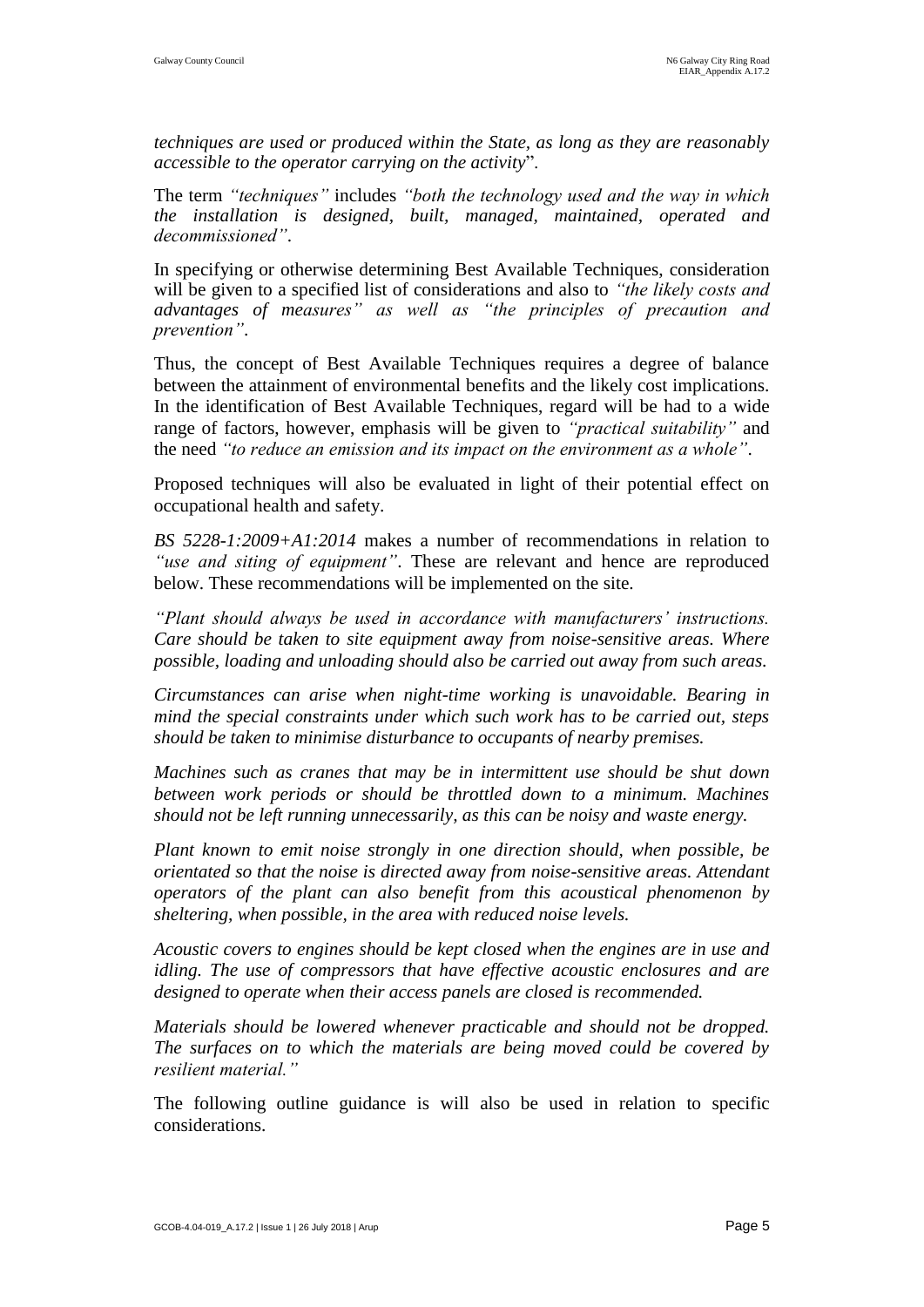*techniques are used or produced within the State, as long as they are reasonably accessible to the operator carrying on the activity*".

The term *"techniques"* includes *"both the technology used and the way in which the installation is designed, built, managed, maintained, operated and decommissioned"*.

In specifying or otherwise determining Best Available Techniques, consideration will be given to a specified list of considerations and also to *"the likely costs and advantages of measures"* as well as *"the principles of precaution and prevention"*.

Thus, the concept of Best Available Techniques requires a degree of balance between the attainment of environmental benefits and the likely cost implications. In the identification of Best Available Techniques, regard will be had to a wide range of factors, however, emphasis will be given to *"practical suitability"* and the need *"to reduce an emission and its impact on the environment as a whole"*.

Proposed techniques will also be evaluated in light of their potential effect on occupational health and safety.

*BS 5228-1:2009+A1:2014* makes a number of recommendations in relation to *"use and siting of equipment"*. These are relevant and hence are reproduced below. These recommendations will be implemented on the site.

*"Plant should always be used in accordance with manufacturers' instructions. Care should be taken to site equipment away from noise-sensitive areas. Where possible, loading and unloading should also be carried out away from such areas.*

*Circumstances can arise when night-time working is unavoidable. Bearing in mind the special constraints under which such work has to be carried out, steps should be taken to minimise disturbance to occupants of nearby premises.*

*Machines such as cranes that may be in intermittent use should be shut down between work periods or should be throttled down to a minimum. Machines should not be left running unnecessarily, as this can be noisy and waste energy.*

*Plant known to emit noise strongly in one direction should, when possible, be orientated so that the noise is directed away from noise-sensitive areas. Attendant operators of the plant can also benefit from this acoustical phenomenon by sheltering, when possible, in the area with reduced noise levels.*

*Acoustic covers to engines should be kept closed when the engines are in use and idling. The use of compressors that have effective acoustic enclosures and are designed to operate when their access panels are closed is recommended.*

*Materials should be lowered whenever practicable and should not be dropped. The surfaces on to which the materials are being moved could be covered by resilient material."*

The following outline guidance is will also be used in relation to specific considerations.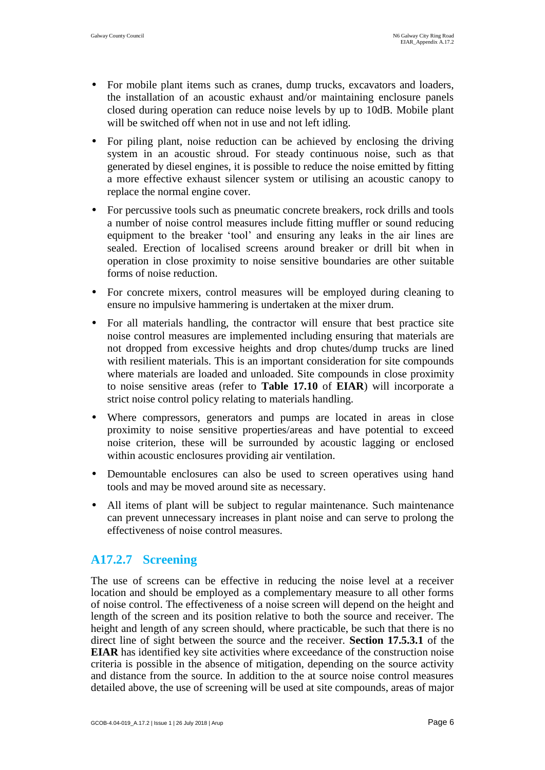- For mobile plant items such as cranes, dump trucks, excavators and loaders, the installation of an acoustic exhaust and/or maintaining enclosure panels closed during operation can reduce noise levels by up to 10dB. Mobile plant will be switched off when not in use and not left idling.
- For piling plant, noise reduction can be achieved by enclosing the driving system in an acoustic shroud. For steady continuous noise, such as that generated by diesel engines, it is possible to reduce the noise emitted by fitting a more effective exhaust silencer system or utilising an acoustic canopy to replace the normal engine cover.
- For percussive tools such as pneumatic concrete breakers, rock drills and tools a number of noise control measures include fitting muffler or sound reducing equipment to the breaker 'tool' and ensuring any leaks in the air lines are sealed. Erection of localised screens around breaker or drill bit when in operation in close proximity to noise sensitive boundaries are other suitable forms of noise reduction.
- For concrete mixers, control measures will be employed during cleaning to ensure no impulsive hammering is undertaken at the mixer drum.
- For all materials handling, the contractor will ensure that best practice site noise control measures are implemented including ensuring that materials are not dropped from excessive heights and drop chutes/dump trucks are lined with resilient materials. This is an important consideration for site compounds where materials are loaded and unloaded. Site compounds in close proximity to noise sensitive areas (refer to **Table 17.10** of **EIAR**) will incorporate a strict noise control policy relating to materials handling.
- Where compressors, generators and pumps are located in areas in close proximity to noise sensitive properties/areas and have potential to exceed noise criterion, these will be surrounded by acoustic lagging or enclosed within acoustic enclosures providing air ventilation.
- Demountable enclosures can also be used to screen operatives using hand tools and may be moved around site as necessary.
- All items of plant will be subject to regular maintenance. Such maintenance can prevent unnecessary increases in plant noise and can serve to prolong the effectiveness of noise control measures.

### A17.2.7 Screening

The use of screens can be effective in reducing the noise level at a receiver location and should be employed as a complementary measure to all other forms of noise control. The effectiveness of a noise screen will depend on the height and length of the screen and its position relative to both the source and receiver. The height and length of any screen should, where practicable, be such that there is no direct line of sight between the source and the receiver. **Section 17.5.3.1** of the **EIAR** has identified key site activities where exceedance of the construction noise criteria is possible in the absence of mitigation, depending on the source activity and distance from the source. In addition to the at source noise control measures detailed above, the use of screening will be used at site compounds, areas of major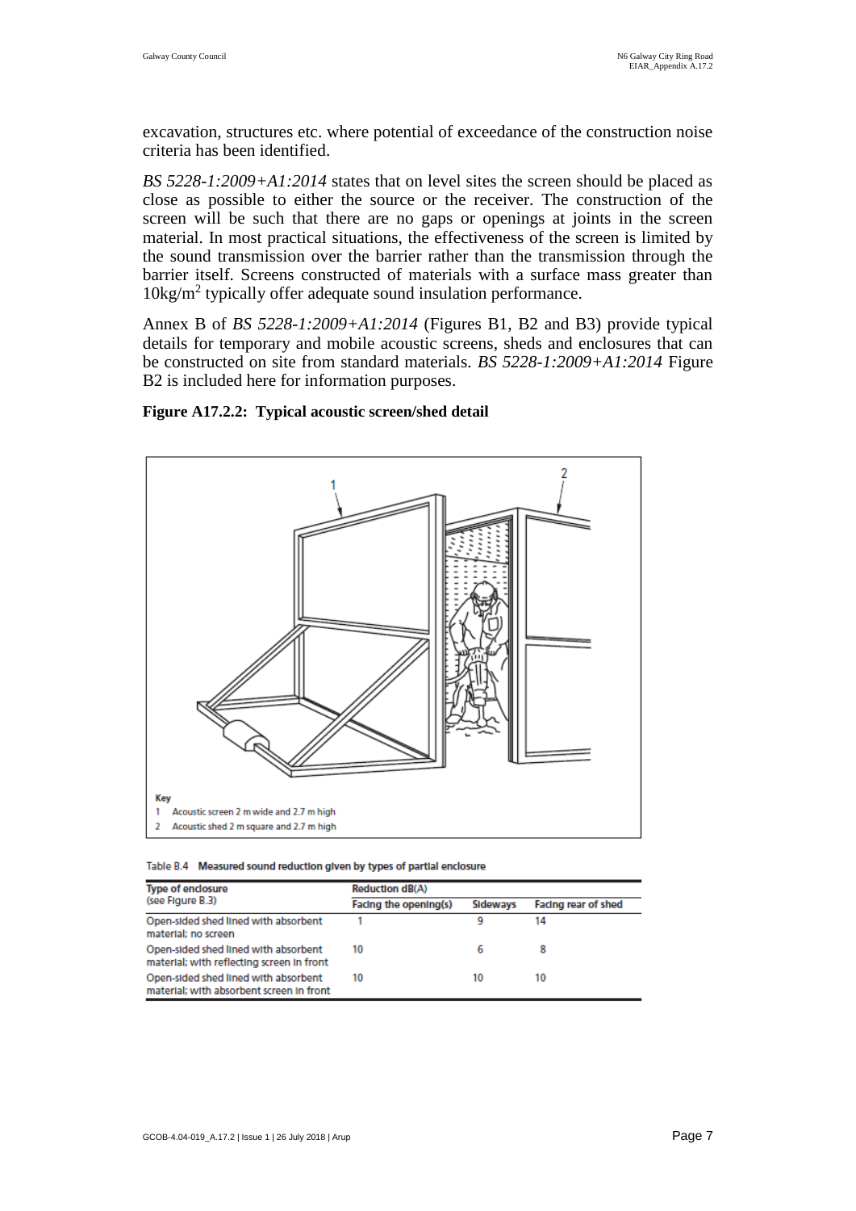excavation, structures etc. where potential of exceedance of the construction noise criteria has been identified.

*BS 5228-1:2009+A1:2014* states that on level sites the screen should be placed as close as possible to either the source or the receiver. The construction of the screen will be such that there are no gaps or openings at joints in the screen material. In most practical situations, the effectiveness of the screen is limited by the sound transmission over the barrier rather than the transmission through the barrier itself. Screens constructed of materials with a surface mass greater than $10kg/m^2$ typically offer adequate sound insulation performance.

Annex B of *BS 5228-1:2009+A1:2014* (Figures B1, B2 and B3) provide typical details for temporary and mobile acoustic screens, sheds and enclosures that can be constructed on site from standard materials. *BS 5228-1:2009+A1:2014* Figure B2 is included here for information purposes.

**Figure A17.2.2: Typical acoustic screen/shed detail**

Key
1 Acoustic screen 2 m wide and 2.7 m high
2 Acoustic shed 2 m square and 2.7 m high

Table B.4 Measured sound reduction given by types of partial enclosure

| Type of enclosure (see Figure B.3) | Reduction dB(A) | | |
|---|---|---|---|
| | Facing the opening(s) | Sideways | Facing rear of shed |
| Open-sided shed lined with absorbent material; no screen | 1 | 9 | 14 |
| Open-sided shed lined with absorbent material; with reflecting screen in front | 10 | 6 | 8 |
| Open-sided shed lined with absorbent material; with absorbent screen in front | 10 | 10 | 10 |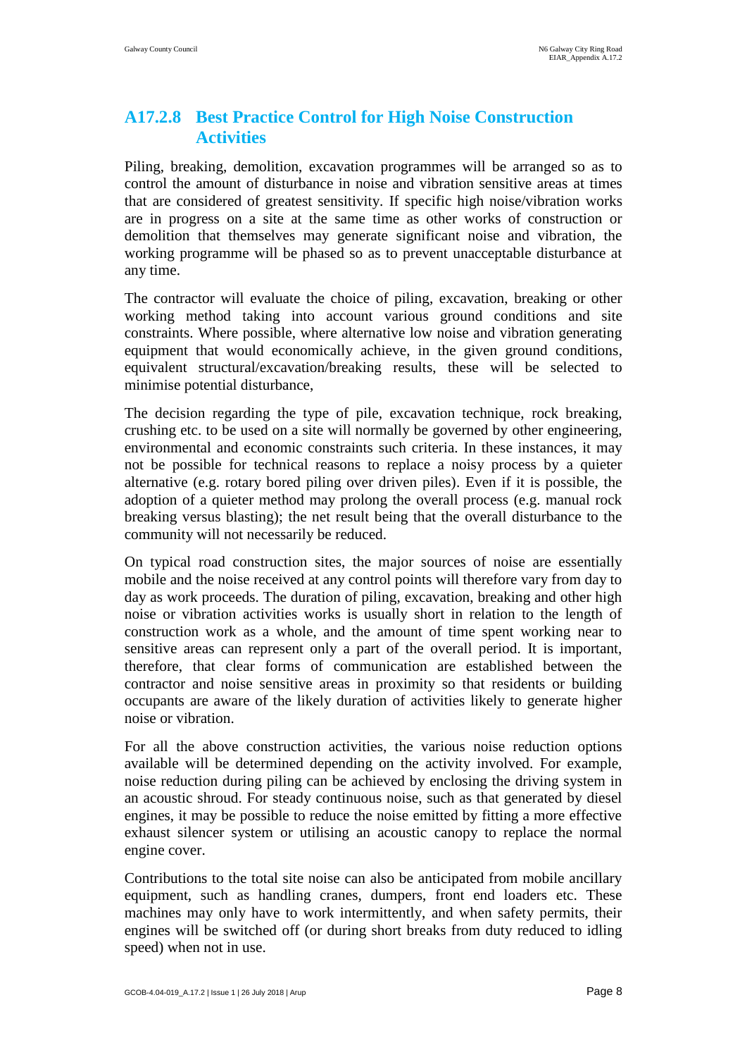## A17.2.8 Best Practice Control for High Noise Construction Activities

Piling, breaking, demolition, excavation programmes will be arranged so as to control the amount of disturbance in noise and vibration sensitive areas at times that are considered of greatest sensitivity. If specific high noise/vibration works are in progress on a site at the same time as other works of construction or demolition that themselves may generate significant noise and vibration, the working programme will be phased so as to prevent unacceptable disturbance at any time.

The contractor will evaluate the choice of piling, excavation, breaking or other working method taking into account various ground conditions and site constraints. Where possible, where alternative low noise and vibration generating equipment that would economically achieve, in the given ground conditions, equivalent structural/excavation/breaking results, these will be selected to minimise potential disturbance,

The decision regarding the type of pile, excavation technique, rock breaking, crushing etc. to be used on a site will normally be governed by other engineering, environmental and economic constraints such criteria. In these instances, it may not be possible for technical reasons to replace a noisy process by a quieter alternative (e.g. rotary bored piling over driven piles). Even if it is possible, the adoption of a quieter method may prolong the overall process (e.g. manual rock breaking versus blasting); the net result being that the overall disturbance to the community will not necessarily be reduced.

On typical road construction sites, the major sources of noise are essentially mobile and the noise received at any control points will therefore vary from day to day as work proceeds. The duration of piling, excavation, breaking and other high noise or vibration activities works is usually short in relation to the length of construction work as a whole, and the amount of time spent working near to sensitive areas can represent only a part of the overall period. It is important, therefore, that clear forms of communication are established between the contractor and noise sensitive areas in proximity so that residents or building occupants are aware of the likely duration of activities likely to generate higher noise or vibration.

For all the above construction activities, the various noise reduction options available will be determined depending on the activity involved. For example, noise reduction during piling can be achieved by enclosing the driving system in an acoustic shroud. For steady continuous noise, such as that generated by diesel engines, it may be possible to reduce the noise emitted by fitting a more effective exhaust silencer system or utilising an acoustic canopy to replace the normal engine cover.

Contributions to the total site noise can also be anticipated from mobile ancillary equipment, such as handling cranes, dumpers, front end loaders etc. These machines may only have to work intermittently, and when safety permits, their engines will be switched off (or during short breaks from duty reduced to idling speed) when not in use.